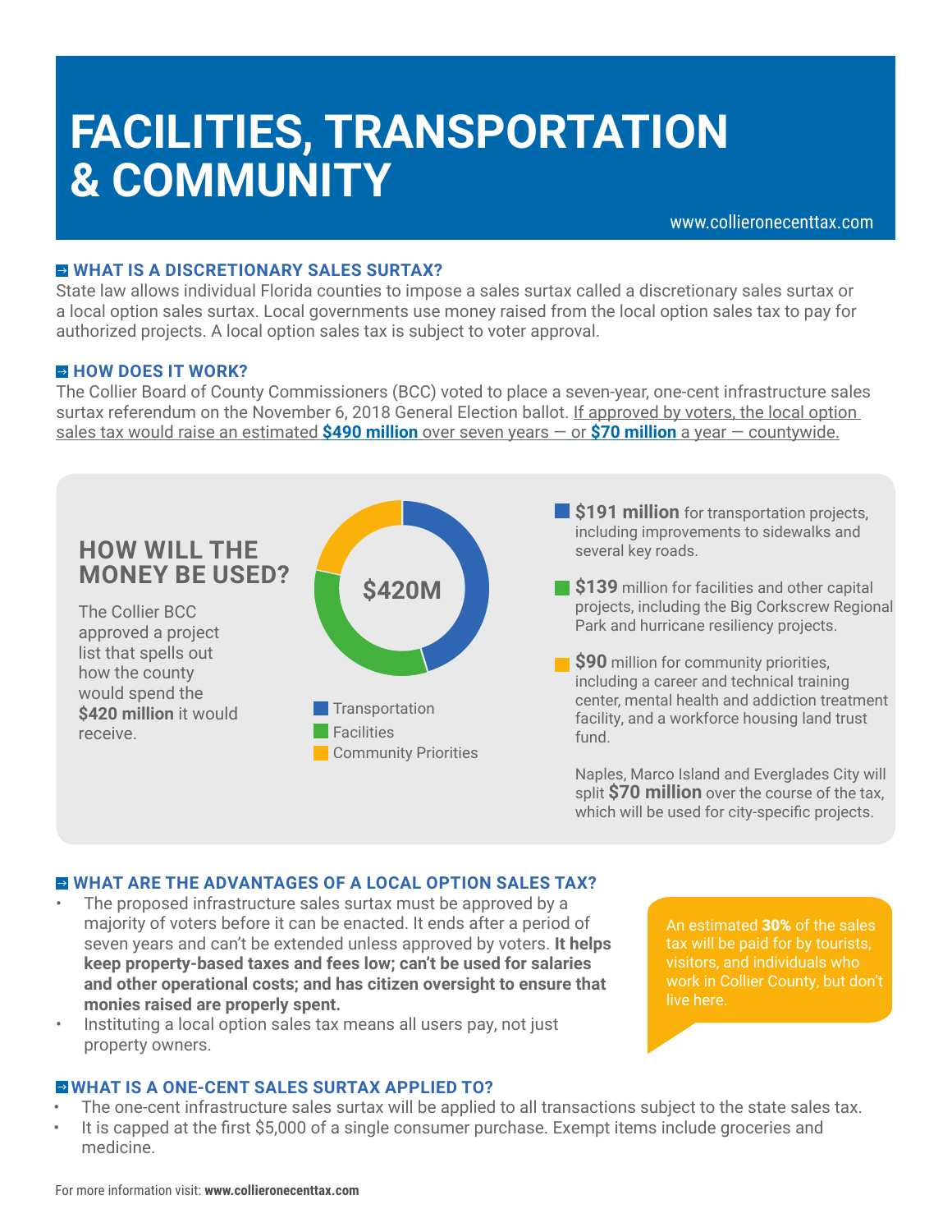# FACILITIES, TRANSPORTATION & COMMUNITY

www.collieronecenttax.com

### WHAT IS A DISCRETIONARY SALES SURTAX?

State law allows individual Florida counties to impose a sales surtax called a discretionary sales surtax or a local option sales surtax. Local governments use money raised from the local option sales tax to pay for authorized projects. A local option sales tax is subject to voter approval.

### HOW DOES IT WORK?

The Collier Board of County Commissioners (BCC) voted to place a seven-year, one-cent infrastructure sales surtax referendum on the November 6, 2018 General Election ballot. If approved by voters, the local option sales tax would raise an estimated **$490 million** over seven years — or **$70 million** a year — countywide.

## HOW WILL THE MONEY BE USED?

The Collier BCC approved a project list that spells out how the county would spend the **$420 million** it would receive.

$420M

Transportation
Facilities
Community Priorities

- **$191 million** for transportation projects, including improvements to sidewalks and several key roads.
- **$139** million for facilities and other capital projects, including the Big Corkscrew Regional Park and hurricane resiliency projects.
- **$90** million for community priorities, including a career and technical training center, mental health and addiction treatment facility, and a workforce housing land trust fund.

Naples, Marco Island and Everglades City will split **$70 million** over the course of the tax, which will be used for city-specific projects.

### WHAT ARE THE ADVANTAGES OF A LOCAL OPTION SALES TAX?

- The proposed infrastructure sales surtax must be approved by a majority of voters before it can be enacted. It ends after a period of seven years and can't be extended unless approved by voters. **It helps keep property-based taxes and fees low; can't be used for salaries and other operational costs; and has citizen oversight to ensure that monies raised are properly spent.**
- Instituting a local option sales tax means all users pay, not just property owners.

An estimated **30%** of the sales tax will be paid for by tourists, visitors, and individuals who work in Collier County, but don't live here.

### WHAT IS A ONE-CENT SALES SURTAX APPLIED TO?

- The one-cent infrastructure sales surtax will be applied to all transactions subject to the state sales tax.
- It is capped at the first $5,000 of a single consumer purchase. Exempt items include groceries and medicine.

For more information visit: **www.collieronecenttax.com**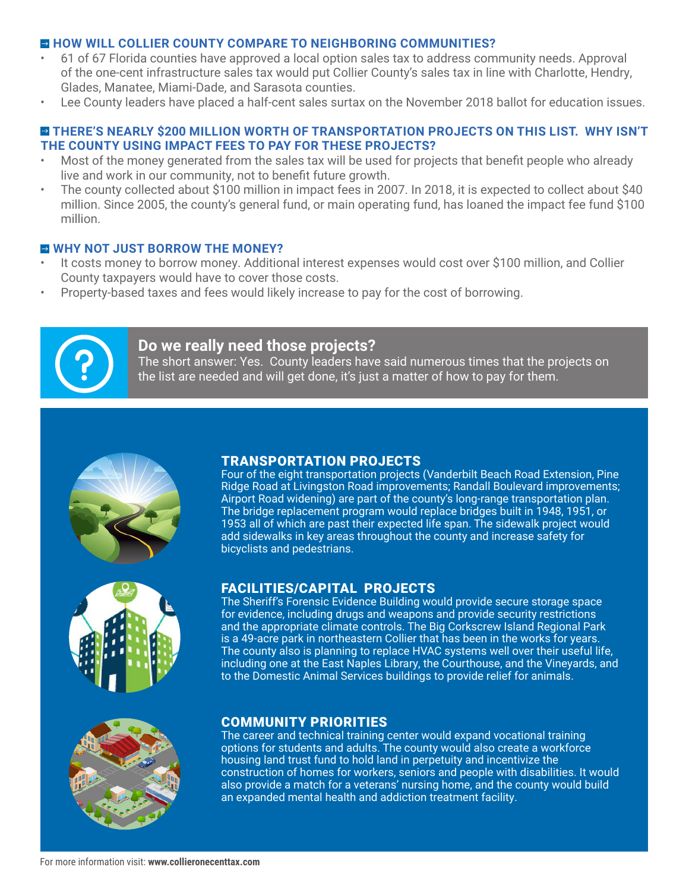## ➡ HOW WILL COLLIER COUNTY COMPARE TO NEIGHBORING COMMUNITIES?

- 61 of 67 Florida counties have approved a local option sales tax to address community needs. Approval of the one-cent infrastructure sales tax would put Collier County's sales tax in line with Charlotte, Hendry, Glades, Manatee, Miami-Dade, and Sarasota counties.
- Lee County leaders have placed a half-cent sales surtax on the November 2018 ballot for education issues.

## ➡ THERE'S NEARLY $200 MILLION WORTH OF TRANSPORTATION PROJECTS ON THIS LIST. WHY ISN'T THE COUNTY USING IMPACT FEES TO PAY FOR THESE PROJECTS?

- Most of the money generated from the sales tax will be used for projects that benefit people who already live and work in our community, not to benefit future growth.
- The county collected about $100 million in impact fees in 2007. In 2018, it is expected to collect about $40 million. Since 2005, the county's general fund, or main operating fund, has loaned the impact fee fund $100 million.

## ➡ WHY NOT JUST BORROW THE MONEY?

- It costs money to borrow money. Additional interest expenses would cost over $100 million, and Collier County taxpayers would have to cover those costs.
- Property-based taxes and fees would likely increase to pay for the cost of borrowing.

## Do we really need those projects?

The short answer: Yes. County leaders have said numerous times that the projects on the list are needed and will get done, it's just a matter of how to pay for them.

### TRANSPORTATION PROJECTS

Four of the eight transportation projects (Vanderbilt Beach Road Extension, Pine Ridge Road at Livingston Road improvements; Randall Boulevard improvements; Airport Road widening) are part of the county's long-range transportation plan. The bridge replacement program would replace bridges built in 1948, 1951, or 1953 all of which are past their expected life span. The sidewalk project would add sidewalks in key areas throughout the county and increase safety for bicyclists and pedestrians.

### FACILITIES/CAPITAL PROJECTS

The Sheriff's Forensic Evidence Building would provide secure storage space for evidence, including drugs and weapons and provide security restrictions and the appropriate climate controls. The Big Corkscrew Island Regional Park is a 49-acre park in northeastern Collier that has been in the works for years. The county also is planning to replace HVAC systems well over their useful life, including one at the East Naples Library, the Courthouse, and the Vineyards, and to the Domestic Animal Services buildings to provide relief for animals.

### COMMUNITY PRIORITIES

The career and technical training center would expand vocational training options for students and adults. The county would also create a workforce housing land trust fund to hold land in perpetuity and incentivize the construction of homes for workers, seniors and people with disabilities. It would also provide a match for a veterans' nursing home, and the county would build an expanded mental health and addiction treatment facility.

For more information visit: **www.collieronecenttax.com**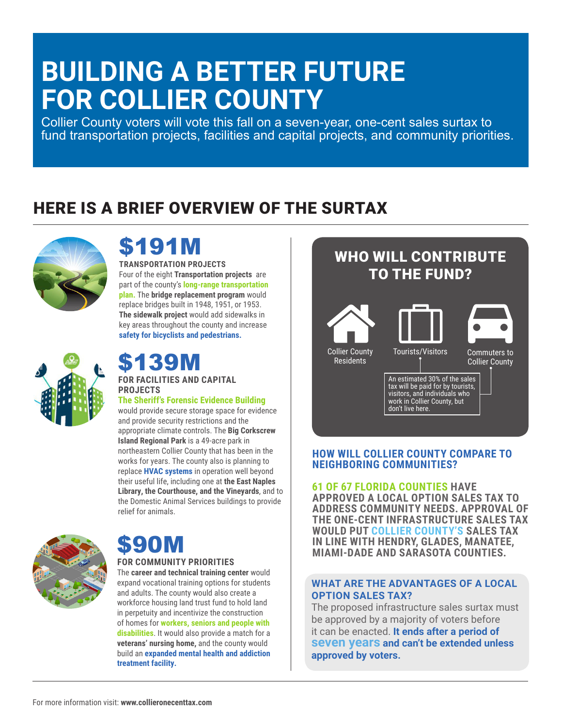# BUILDING A BETTER FUTURE FOR COLLIER COUNTY

Collier County voters will vote this fall on a seven-year, one-cent sales surtax to fund transportation projects, facilities and capital projects, and community priorities.

## HERE IS A BRIEF OVERVIEW OF THE SURTAX

### $191M

**TRANSPORTATION PROJECTS**

Four of the eight **Transportation projects** are part of the county's **long-range transportation plan.** The **bridge replacement program** would replace bridges built in 1948, 1951, or 1953. **The sidewalk project** would add sidewalks in key areas throughout the county and increase **safety for bicyclists and pedestrians.**

### $139M

**FOR FACILITIES AND CAPITAL PROJECTS**

**The Sheriff's Forensic Evidence Building** would provide secure storage space for evidence and provide security restrictions and the appropriate climate controls. The **Big Corkscrew Island Regional Park** is a 49-acre park in northeastern Collier County that has been in the works for years. The county also is planning to replace **HVAC systems** in operation well beyond their useful life, including one at **the East Naples Library, the Courthouse, and the Vineyards**, and to the Domestic Animal Services buildings to provide relief for animals.

### $90M

**FOR COMMUNITY PRIORITIES**

The **career and technical training center** would expand vocational training options for students and adults. The county would also create a workforce housing land trust fund to hold land in perpetuity and incentivize the construction of homes for **workers, seniors and people with disabilities**. It would also provide a match for a **veterans' nursing home,** and the county would build an **expanded mental health and addiction treatment facility.**

## WHO WILL CONTRIBUTE TO THE FUND?

Collier County Residents

Tourists/Visitors

Commuters to Collier County

An estimated 30% of the sales tax will be paid for by tourists, visitors, and individuals who work in Collier County, but don't live here.

### HOW WILL COLLIER COUNTY COMPARE TO NEIGHBORING COMMUNITIES?

**61 OF 67 FLORIDA COUNTIES HAVE APPROVED A LOCAL OPTION SALES TAX TO ADDRESS COMMUNITY NEEDS. APPROVAL OF THE ONE-CENT INFRASTRUCTURE SALES TAX WOULD PUT COLLIER COUNTY'S SALES TAX IN LINE WITH HENDRY, GLADES, MANATEE, MIAMI-DADE AND SARASOTA COUNTIES.**

### WHAT ARE THE ADVANTAGES OF A LOCAL OPTION SALES TAX?

The proposed infrastructure sales surtax must be approved by a majority of voters before it can be enacted. **It ends after a period of seven years and can't be extended unless approved by voters.**

For more information visit: **www.collieronecenttax.com**